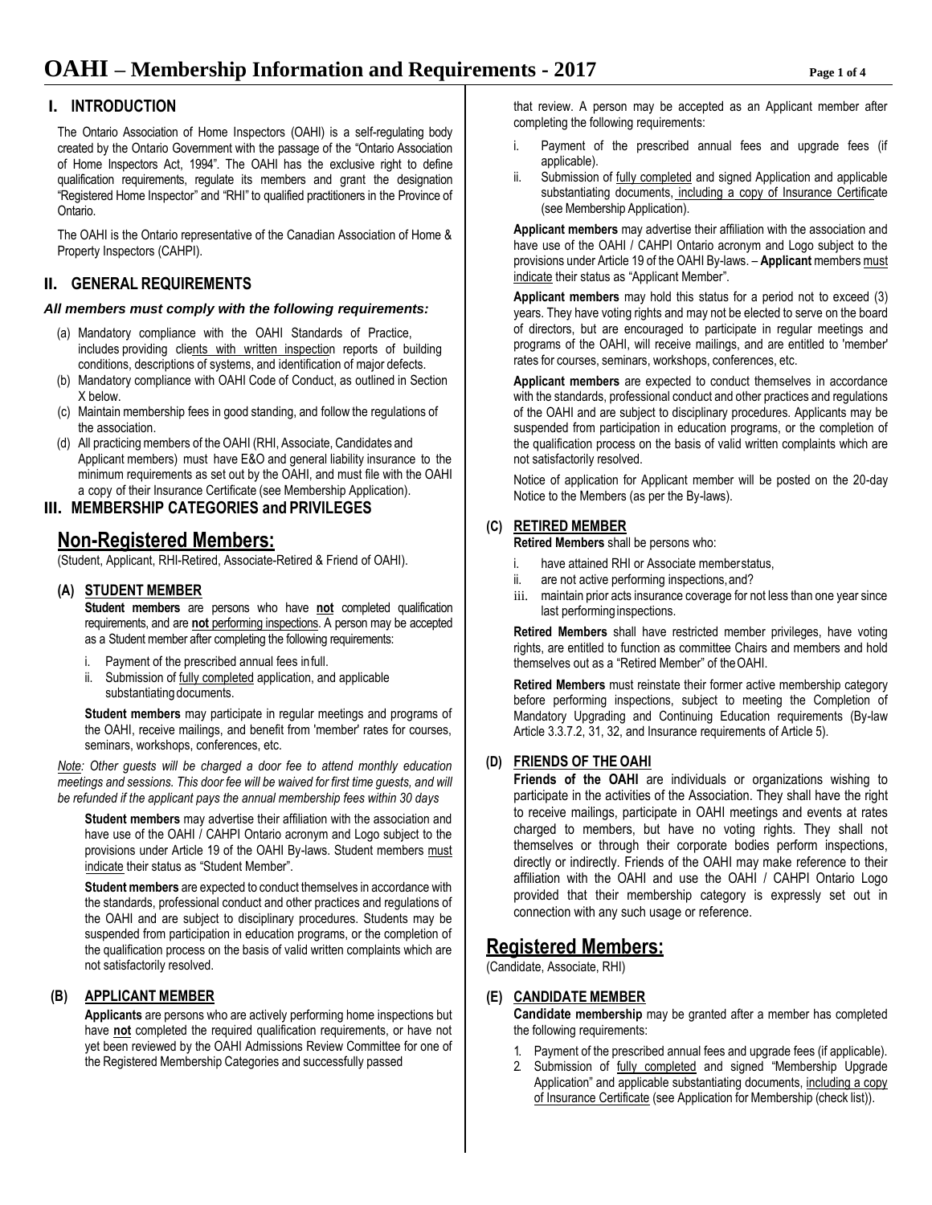# OAHI – Membership Information and Requirements - 2017

## I. INTRODUCTION

The Ontario Association of Home Inspectors (OAHI) is a self-regulating body created by the Ontario Government with the passage of the "Ontario Association of Home Inspectors Act, 1994". The OAHI has the exclusive right to define qualification requirements, regulate its members and grant the designation "Registered Home Inspector" and "RHI" to qualified practitioners in the Province of Ontario.

The OAHI is the Ontario representative of the Canadian Association of Home & Property Inspectors (CAHPI).

## II. GENERAL REQUIREMENTS

***All members must comply with the following requirements:***

(a) Mandatory compliance with the OAHI Standards of Practice, includes providing clients with written inspection reports of building conditions, descriptions of systems, and identification of major defects.
(b) Mandatory compliance with OAHI Code of Conduct, as outlined in Section X below.
(c) Maintain membership fees in good standing, and follow the regulations of the association.
(d) All practicing members of the OAHI (RHI, Associate, Candidates and Applicant members) must have E&O and general liability insurance to the minimum requirements as set out by the OAHI, and must file with the OAHI a copy of their Insurance Certificate (see Membership Application).

## III. MEMBERSHIP CATEGORIES and PRIVILEGES

## Non-Registered Members:

(Student, Applicant, RHI-Retired, Associate-Retired & Friend of OAHI).

### (A) STUDENT MEMBER

**Student members** are persons who have **not** completed qualification requirements, and are **not** performing inspections. A person may be accepted as a Student member after completing the following requirements:

i. Payment of the prescribed annual fees in full.
ii. Submission of fully completed application, and applicable substantiating documents.

**Student members** may participate in regular meetings and programs of the OAHI, receive mailings, and benefit from 'member' rates for courses, seminars, workshops, conferences, etc.

*Note: Other guests will be charged a door fee to attend monthly education meetings and sessions. This door fee will be waived for first time guests, and will be refunded if the applicant pays the annual membership fees within 30 days*

**Student members** may advertise their affiliation with the association and have use of the OAHI / CAHPI Ontario acronym and Logo subject to the provisions under Article 19 of the OAHI By-laws. Student members must indicate their status as "Student Member".

**Student members** are expected to conduct themselves in accordance with the standards, professional conduct and other practices and regulations of the OAHI and are subject to disciplinary procedures. Students may be suspended from participation in education programs, or the completion of the qualification process on the basis of valid written complaints which are not satisfactorily resolved.

### (B) APPLICANT MEMBER

**Applicants** are persons who are actively performing home inspections but have **not** completed the required qualification requirements, or have not yet been reviewed by the OAHI Admissions Review Committee for one of the Registered Membership Categories and successfully passed that review. A person may be accepted as an Applicant member after completing the following requirements:

i. Payment of the prescribed annual fees and upgrade fees (if applicable).
ii. Submission of fully completed and signed Application and applicable substantiating documents, including a copy of Insurance Certificate (see Membership Application).

**Applicant members** may advertise their affiliation with the association and have use of the OAHI / CAHPI Ontario acronym and Logo subject to the provisions under Article 19 of the OAHI By-laws. – **Applicant** members must indicate their status as "Applicant Member".

**Applicant members** may hold this status for a period not to exceed (3) years. They have voting rights and may not be elected to serve on the board of directors, but are encouraged to participate in regular meetings and programs of the OAHI, will receive mailings, and are entitled to 'member' rates for courses, seminars, workshops, conferences, etc.

**Applicant members** are expected to conduct themselves in accordance with the standards, professional conduct and other practices and regulations of the OAHI and are subject to disciplinary procedures. Applicants may be suspended from participation in education programs, or the completion of the qualification process on the basis of valid written complaints which are not satisfactorily resolved.

Notice of application for Applicant member will be posted on the 20-day Notice to the Members (as per the By-laws).

### (C) RETIRED MEMBER

**Retired Members** shall be persons who:

i. have attained RHI or Associate member status,
ii. are not active performing inspections, and?
iii. maintain prior acts insurance coverage for not less than one year since last performing inspections.

**Retired Members** shall have restricted member privileges, have voting rights, are entitled to function as committee Chairs and members and hold themselves out as a "Retired Member" of the OAHI.

**Retired Members** must reinstate their former active membership category before performing inspections, subject to meeting the Completion of Mandatory Upgrading and Continuing Education requirements (By-law Article 3.3.7.2, 31, 32, and Insurance requirements of Article 5).

### (D) FRIENDS OF THE OAHI

**Friends of the OAHI** are individuals or organizations wishing to participate in the activities of the Association. They shall have the right to receive mailings, participate in OAHI meetings and events at rates charged to members, but have no voting rights. They shall not themselves or through their corporate bodies perform inspections, directly or indirectly. Friends of the OAHI may make reference to their affiliation with the OAHI and use the OAHI / CAHPI Ontario Logo provided that their membership category is expressly set out in connection with any such usage or reference.

## Registered Members:

(Candidate, Associate, RHI)

### (E) CANDIDATE MEMBER

**Candidate membership** may be granted after a member has completed the following requirements:

1. Payment of the prescribed annual fees and upgrade fees (if applicable).
2. Submission of fully completed and signed "Membership Upgrade Application" and applicable substantiating documents, including a copy of Insurance Certificate (see Application for Membership (check list)).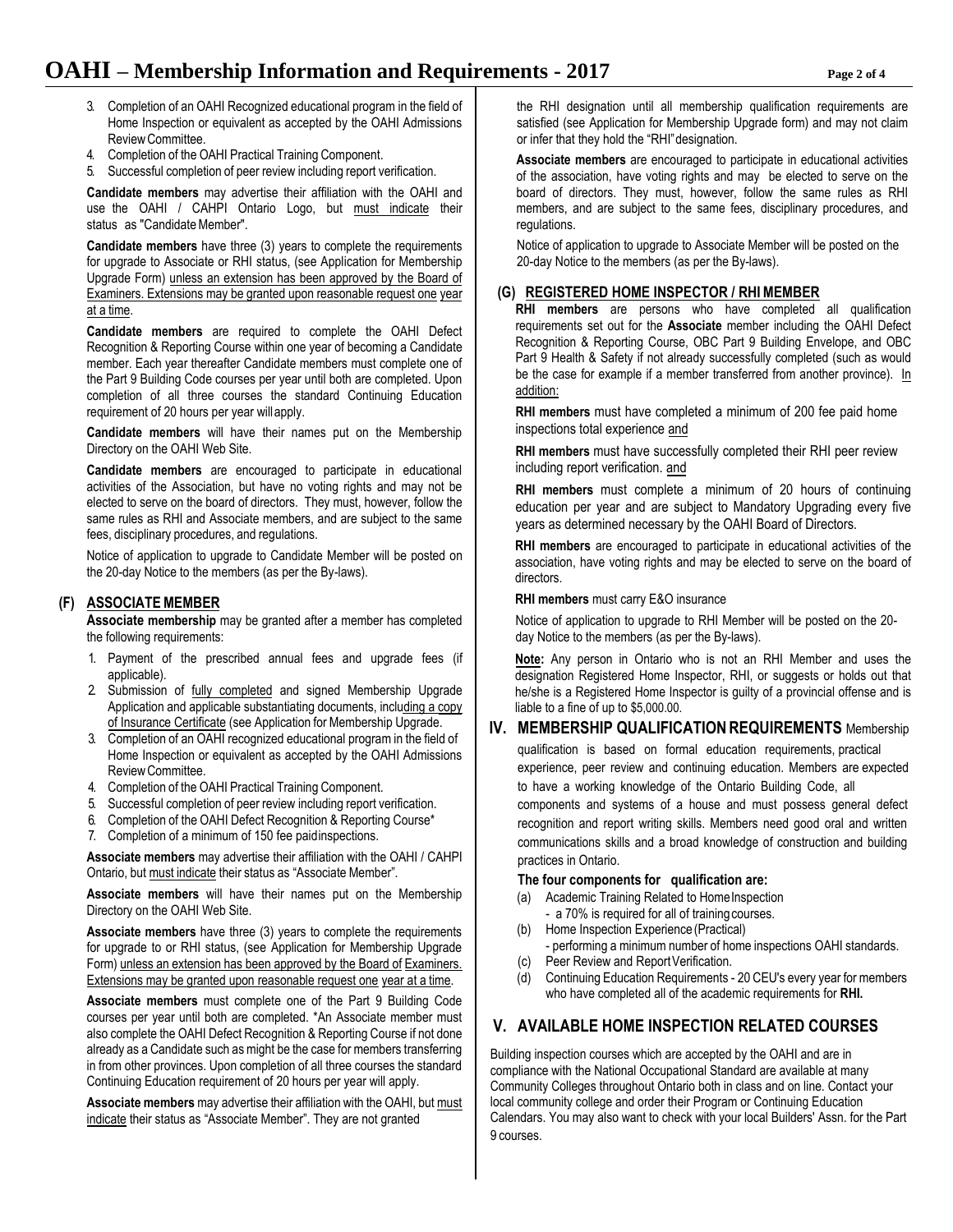3. Completion of an OAHI Recognized educational program in the field of Home Inspection or equivalent as accepted by the OAHI Admissions Review Committee.
4. Completion of the OAHI Practical Training Component.
5. Successful completion of peer review including report verification.

**Candidate members** may advertise their affiliation with the OAHI and use the OAHI / CAHPI Ontario Logo, but must indicate their status as "Candidate Member".

**Candidate members** have three (3) years to complete the requirements for upgrade to Associate or RHI status, (see Application for Membership Upgrade Form) unless an extension has been approved by the Board of Examiners. Extensions may be granted upon reasonable request one year at a time.

**Candidate members** are required to complete the OAHI Defect Recognition & Reporting Course within one year of becoming a Candidate member. Each year thereafter Candidate members must complete one of the Part 9 Building Code courses per year until both are completed. Upon completion of all three courses the standard Continuing Education requirement of 20 hours per year will apply.

**Candidate members** will have their names put on the Membership Directory on the OAHI Web Site.

**Candidate members** are encouraged to participate in educational activities of the Association, but have no voting rights and may not be elected to serve on the board of directors. They must, however, follow the same rules as RHI and Associate members, and are subject to the same fees, disciplinary procedures, and regulations.

Notice of application to upgrade to Candidate Member will be posted on the 20-day Notice to the members (as per the By-laws).

### (F) ASSOCIATE MEMBER

**Associate membership** may be granted after a member has completed the following requirements:

1. Payment of the prescribed annual fees and upgrade fees (if applicable).
2. Submission of fully completed and signed Membership Upgrade Application and applicable substantiating documents, including a copy of Insurance Certificate (see Application for Membership Upgrade.
3. Completion of an OAHI recognized educational program in the field of Home Inspection or equivalent as accepted by the OAHI Admissions Review Committee.
4. Completion of the OAHI Practical Training Component.
5. Successful completion of peer review including report verification.
6. Completion of the OAHI Defect Recognition & Reporting Course*
7. Completion of a minimum of 150 fee paid inspections.

**Associate members** may advertise their affiliation with the OAHI / CAHPI Ontario, but must indicate their status as "Associate Member".

**Associate members** will have their names put on the Membership Directory on the OAHI Web Site.

**Associate members** have three (3) years to complete the requirements for upgrade to or RHI status, (see Application for Membership Upgrade Form) unless an extension has been approved by the Board of Examiners. Extensions may be granted upon reasonable request one year at a time.

**Associate members** must complete one of the Part 9 Building Code courses per year until both are completed. *An Associate member must also complete the OAHI Defect Recognition & Reporting Course if not done already as a Candidate such as might be the case for members transferring in from other provinces. Upon completion of all three courses the standard Continuing Education requirement of 20 hours per year will apply.

**Associate members** may advertise their affiliation with the OAHI, but must indicate their status as "Associate Member". They are not granted the RHI designation until all membership qualification requirements are satisfied (see Application for Membership Upgrade form) and may not claim or infer that they hold the "RHI" designation.

**Associate members** are encouraged to participate in educational activities of the association, have voting rights and may be elected to serve on the board of directors. They must, however, follow the same rules as RHI members, and are subject to the same fees, disciplinary procedures, and regulations.

Notice of application to upgrade to Associate Member will be posted on the 20-day Notice to the members (as per the By-laws).

### (G) REGISTERED HOME INSPECTOR / RHI MEMBER

**RHI members** are persons who have completed all qualification requirements set out for the **Associate** member including the OAHI Defect Recognition & Reporting Course, OBC Part 9 Building Envelope, and OBC Part 9 Health & Safety if not already successfully completed (such as would be the case for example if a member transferred from another province). In addition:

**RHI members** must have completed a minimum of 200 fee paid home inspections total experience and

**RHI members** must have successfully completed their RHI peer review including report verification. and

**RHI members** must complete a minimum of 20 hours of continuing education per year and are subject to Mandatory Upgrading every five years as determined necessary by the OAHI Board of Directors.

**RHI members** are encouraged to participate in educational activities of the association, have voting rights and may be elected to serve on the board of directors.

**RHI members** must carry E&O insurance

Notice of application to upgrade to RHI Member will be posted on the 20-day Notice to the members (as per the By-laws).

**Note:** Any person in Ontario who is not an RHI Member and uses the designation Registered Home Inspector, RHI, or suggests or holds out that he/she is a Registered Home Inspector is guilty of a provincial offense and is liable to a fine of up to $5,000.00.

## IV. MEMBERSHIP QUALIFICATION REQUIREMENTS

Membership qualification is based on formal education requirements, practical experience, peer review and continuing education. Members are expected to have a working knowledge of the Ontario Building Code, all components and systems of a house and must possess general defect recognition and report writing skills. Members need good oral and written communications skills and a broad knowledge of construction and building practices in Ontario.

**The four components for qualification are:**

(a) Academic Training Related to Home Inspection
- a 70% is required for all of training courses.

(b) Home Inspection Experience (Practical)
- performing a minimum number of home inspections OAHI standards.

(c) Peer Review and Report Verification.

(d) Continuing Education Requirements - 20 CEU's every year for members who have completed all of the academic requirements for **RHI.**

## V. AVAILABLE HOME INSPECTION RELATED COURSES

Building inspection courses which are accepted by the OAHI and are in compliance with the National Occupational Standard are available at many Community Colleges throughout Ontario both in class and on line. Contact your local community college and order their Program or Continuing Education Calendars. You may also want to check with your local Builders' Assn. for the Part 9 courses.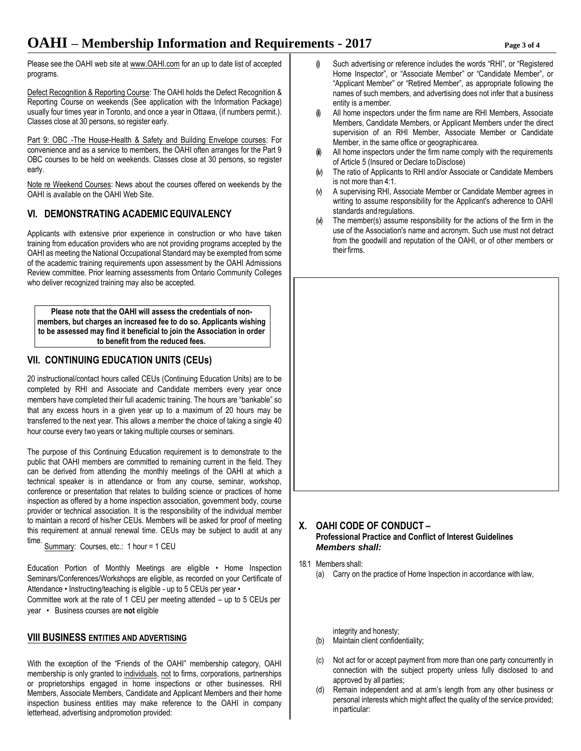Please see the OAHI web site at www.OAHI.com for an up to date list of accepted programs.

Defect Recognition & Reporting Course: The OAHI holds the Defect Recognition & Reporting Course on weekends (See application with the Information Package) usually four times year in Toronto, and once a year in Ottawa, (if numbers permit.). Classes close at 30 persons, so register early.

Part 9: OBC -The House-Health & Safety and Building Envelope courses: For convenience and as a service to members, the OAHI often arranges for the Part 9 OBC courses to be held on weekends. Classes close at 30 persons, so register early.

Note re Weekend Courses: News about the courses offered on weekends by the OAHI is available on the OAHI Web Site.

## VI. DEMONSTRATING ACADEMIC EQUIVALENCY

Applicants with extensive prior experience in construction or who have taken training from education providers who are not providing programs accepted by the OAHI as meeting the National Occupational Standard may be exempted from some of the academic training requirements upon assessment by the OAHI Admissions Review committee. Prior learning assessments from Ontario Community Colleges who deliver recognized training may also be accepted.

**Please note that the OAHI will assess the credentials of non-members, but charges an increased fee to do so. Applicants wishing to be assessed may find it beneficial to join the Association in order to benefit from the reduced fees.**

## VII. CONTINUING EDUCATION UNITS (CEUs)

20 instructional/contact hours called CEUs (Continuing Education Units) are to be completed by RHI and Associate and Candidate members every year once members have completed their full academic training. The hours are "bankable" so that any excess hours in a given year up to a maximum of 20 hours may be transferred to the next year. This allows a member the choice of taking a single 40 hour course every two years or taking multiple courses or seminars.

The purpose of this Continuing Education requirement is to demonstrate to the public that OAHI members are committed to remaining current in the field. They can be derived from attending the monthly meetings of the OAHI at which a technical speaker is in attendance or from any course, seminar, workshop, conference or presentation that relates to building science or practices of home inspection as offered by a home inspection association, government body, course provider or technical association. It is the responsibility of the individual member to maintain a record of his/her CEUs. Members will be asked for proof of meeting this requirement at annual renewal time. CEUs may be subject to audit at any time.

Summary: Courses, etc.: 1 hour = 1 CEU

Education Portion of Monthly Meetings are eligible • Home Inspection Seminars/Conferences/Workshops are eligible, as recorded on your Certificate of Attendance • Instructing/teaching is eligible - up to 5 CEUs per year • Committee work at the rate of 1 CEU per meeting attended – up to 5 CEUs per year • Business courses are **not** eligible

## VIII BUSINESS ENTITIES AND ADVERTISING

With the exception of the "Friends of the OAHI" membership category, OAHI membership is only granted to individuals, not to firms, corporations, partnerships or proprietorships engaged in home inspections or other businesses. RHI Members, Associate Members, Candidate and Applicant Members and their home inspection business entities may make reference to the OAHI in company letterhead, advertising and promotion provided:

(i) Such advertising or reference includes the words "RHI", or "Registered Home Inspector", or "Associate Member" or "Candidate Member", or "Applicant Member" or "Retired Member", as appropriate following the names of such members, and advertising does not infer that a business entity is a member.

(ii) All home inspectors under the firm name are RHI Members, Associate Members, Candidate Members, or Applicant Members under the direct supervision of an RHI Member, Associate Member or Candidate Member, in the same office or geographic area.

(iii) All home inspectors under the firm name comply with the requirements of Article 5 (Insured or Declare to Disclose)

(iv) The ratio of Applicants to RHI and/or Associate or Candidate Members is not more than 4:1.

(v) A supervising RHI, Associate Member or Candidate Member agrees in writing to assume responsibility for the Applicant's adherence to OAHI standards and regulations.

(vi) The member(s) assume responsibility for the actions of the firm in the use of the Association's name and acronym. Such use must not detract from the goodwill and reputation of the OAHI, or of other members or their firms.

## X. OAHI CODE OF CONDUCT – Professional Practice and Conflict of Interest Guidelines

***Members shall:***

18.1 Members shall:

(a) Carry on the practice of Home Inspection in accordance with law,

integrity and honesty;

(b) Maintain client confidentiality;

(c) Not act for or accept payment from more than one party concurrently in connection with the subject property unless fully disclosed to and approved by all parties;

(d) Remain independent and at arm's length from any other business or personal interests which might affect the quality of the service provided; in particular: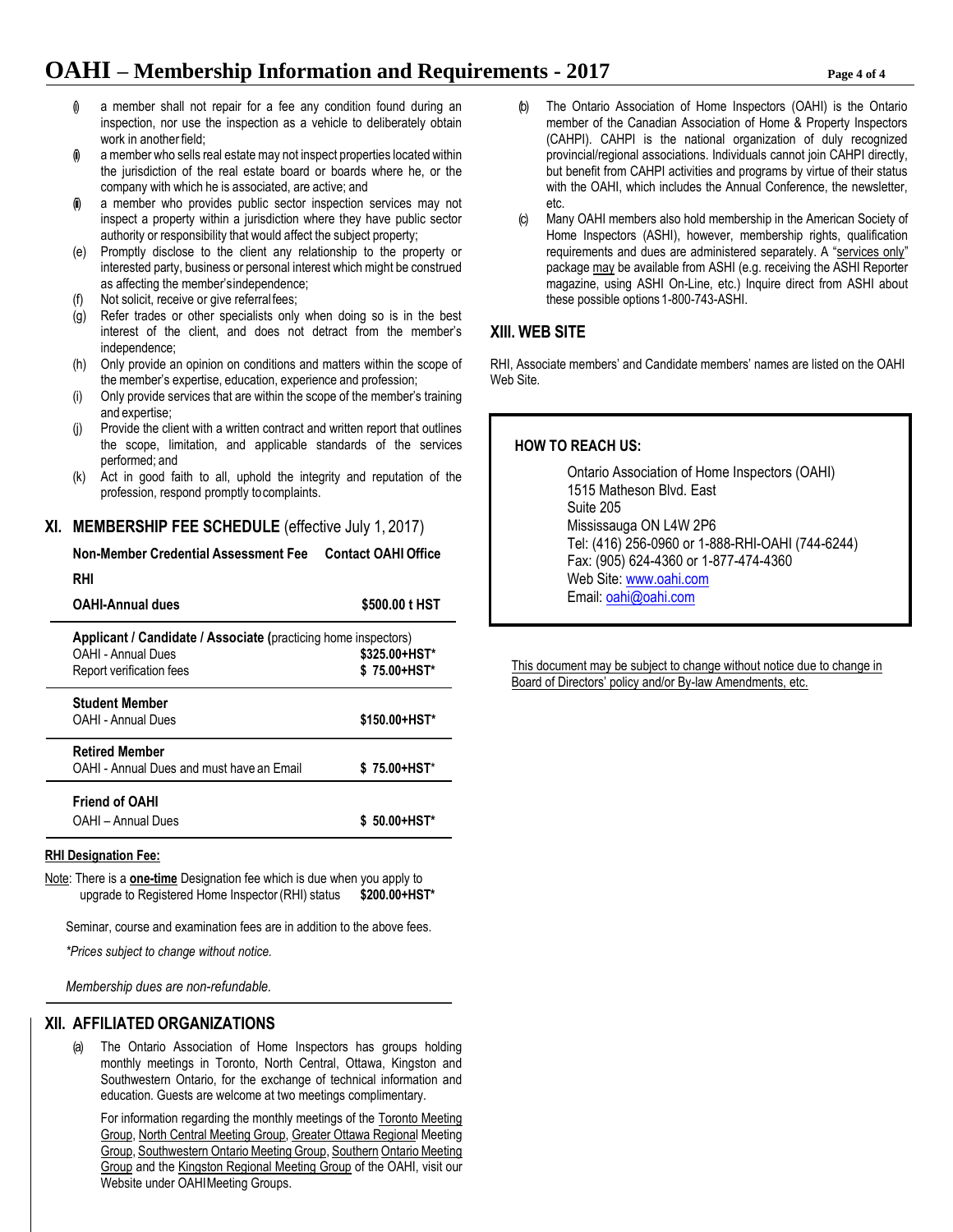(i) a member shall not repair for a fee any condition found during an inspection, nor use the inspection as a vehicle to deliberately obtain work in another field;

(ii) a member who sells real estate may not inspect properties located within the jurisdiction of the real estate board or boards where he, or the company with which he is associated, are active; and

(iii) a member who provides public sector inspection services may not inspect a property within a jurisdiction where they have public sector authority or responsibility that would affect the subject property;

(e) Promptly disclose to the client any relationship to the property or interested party, business or personal interest which might be construed as affecting the member's independence;

(f) Not solicit, receive or give referral fees;

(g) Refer trades or other specialists only when doing so is in the best interest of the client, and does not detract from the member's independence;

(h) Only provide an opinion on conditions and matters within the scope of the member's expertise, education, experience and profession;

(i) Only provide services that are within the scope of the member's training and expertise;

(j) Provide the client with a written contract and written report that outlines the scope, limitation, and applicable standards of the services performed; and

(k) Act in good faith to all, uphold the integrity and reputation of the profession, respond promptly to complaints.

## XI. MEMBERSHIP FEE SCHEDULE (effective July 1, 2017)

| | |
|---|---|
| **Non-Member Credential Assessment Fee** | **Contact OAHI Office** |
| **RHI** | |
| **OAHI-Annual dues** | **$500.00 t HST** |
| **Applicant / Candidate / Associate (**practicing home inspectors) | |
| OAHI - Annual Dues | **$325.00+HST*** |
| Report verification fees | **$ 75.00+HST*** |
| **Student Member** | |
| OAHI - Annual Dues | **$150.00+HST*** |
| **Retired Member** | |
| OAHI - Annual Dues and must have an Email | **$ 75.00+HST*** |
| **Friend of OAHI** | |
| OAHI – Annual Dues | **$ 50.00+HST*** |

**RHI Designation Fee:**

Note: There is a **one-time** Designation fee which is due when you apply to upgrade to Registered Home Inspector (RHI) status **$200.00+HST***

Seminar, course and examination fees are in addition to the above fees.

*\*Prices subject to change without notice.*

*Membership dues are non-refundable.*

## XII. AFFILIATED ORGANIZATIONS

(a) The Ontario Association of Home Inspectors has groups holding monthly meetings in Toronto, North Central, Ottawa, Kingston and Southwestern Ontario, for the exchange of technical information and education. Guests are welcome at two meetings complimentary.

For information regarding the monthly meetings of the Toronto Meeting Group, North Central Meeting Group, Greater Ottawa Regional Meeting Group, Southwestern Ontario Meeting Group, Southern Ontario Meeting Group and the Kingston Regional Meeting Group of the OAHI, visit our Website under OAHI Meeting Groups.

(b) The Ontario Association of Home Inspectors (OAHI) is the Ontario member of the Canadian Association of Home & Property Inspectors (CAHPI). CAHPI is the national organization of duly recognized provincial/regional associations. Individuals cannot join CAHPI directly, but benefit from CAHPI activities and programs by virtue of their status with the OAHI, which includes the Annual Conference, the newsletter, etc.

(c) Many OAHI members also hold membership in the American Society of Home Inspectors (ASHI), however, membership rights, qualification requirements and dues are administered separately. A "services only" package may be available from ASHI (e.g. receiving the ASHI Reporter magazine, using ASHI On-Line, etc.) Inquire direct from ASHI about these possible options 1-800-743-ASHI.

## XIII. WEB SITE

RHI, Associate members' and Candidate members' names are listed on the OAHI Web Site.

**HOW TO REACH US:**

Ontario Association of Home Inspectors (OAHI)
1515 Matheson Blvd. East
Suite 205
Mississauga ON L4W 2P6
Tel: (416) 256-0960 or 1-888-RHI-OAHI (744-6244)
Fax: (905) 624-4360 or 1-877-474-4360
Web Site: www.oahi.com
Email: oahi@oahi.com

This document may be subject to change without notice due to change in Board of Directors' policy and/or By-law Amendments, etc.